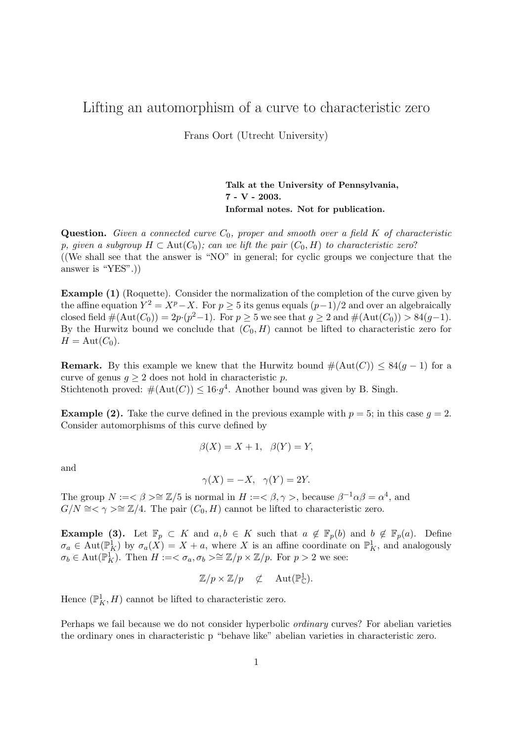# Lifting an automorphism of a curve to characteristic zero

Frans Oort (Utrecht University)

**Talk at the University of Pennsylvania, 7 - V - 2003. Informal notes. Not for publication.**

**Question.** *Given a connected curve $C_0$, proper and smooth over a field $K$ of characteristic $p$, given a subgroup $H \subset \mathrm{Aut}(C_0)$; can we lift the pair $(C_0, H)$ to characteristic zero?*
((We shall see that the answer is "NO" in general; for cyclic groups we conjecture that the answer is "YES".))

**Example (1)** (Roquette). Consider the normalization of the completion of the curve given by the affine equation $Y^2 = X^p - X$. For $p \geq 5$ its genus equals $(p-1)/2$ and over an algebraically closed field $\#(\mathrm{Aut}(C_0)) = 2p{\cdot}(p^2-1)$. For $p \geq 5$ we see that $g \geq 2$ and $\#(\mathrm{Aut}(C_0)) > 84(g-1)$. By the Hurwitz bound we conclude that $(C_0, H)$ cannot be lifted to characteristic zero for $H = \mathrm{Aut}(C_0)$.

**Remark.** By this example we knew that the Hurwitz bound $\#(\mathrm{Aut}(C)) \leq 84(g-1)$ for a curve of genus $g \geq 2$ does not hold in characteristic $p$.
Stichtenoth proved: $\#(\mathrm{Aut}(C)) \leq 16{\cdot}g^4$. Another bound was given by B. Singh.

**Example (2).** Take the curve defined in the previous example with $p = 5$; in this case $g = 2$. Consider automorphisms of this curve defined by

$$\beta(X) = X + 1, \quad \beta(Y) = Y,$$

and

$$\gamma(X) = -X, \quad \gamma(Y) = 2Y.$$

The group $N := <\beta> \cong \mathbb{Z}/5$ is normal in $H := <\beta, \gamma>$, because $\beta^{-1}\alpha\beta = \alpha^4$, and $G/N \cong <\gamma> \cong \mathbb{Z}/4$. The pair $(C_0, H)$ cannot be lifted to characteristic zero.

**Example (3).** Let $\mathbb{F}_p \subset K$ and $a, b \in K$ such that $a \notin \mathbb{F}_p(b)$ and $b \notin \mathbb{F}_p(a)$. Define $\sigma_a \in \mathrm{Aut}(\mathbb{P}^1_K)$ by $\sigma_a(X) = X + a$, where $X$ is an affine coordinate on $\mathbb{P}^1_K$, and analogously $\sigma_b \in \mathrm{Aut}(\mathbb{P}^1_K)$. Then $H := <\sigma_a, \sigma_b> \cong \mathbb{Z}/p \times \mathbb{Z}/p$. For $p > 2$ we see:

$$\mathbb{Z}/p \times \mathbb{Z}/p \quad \not\subset \quad \mathrm{Aut}(\mathbb{P}^1_{\mathbb{C}}).$$

Hence $(\mathbb{P}^1_K, H)$ cannot be lifted to characteristic zero.

Perhaps we fail because we do not consider hyperbolic *ordinary* curves? For abelian varieties the ordinary ones in characteristic p "behave like" abelian varieties in characteristic zero.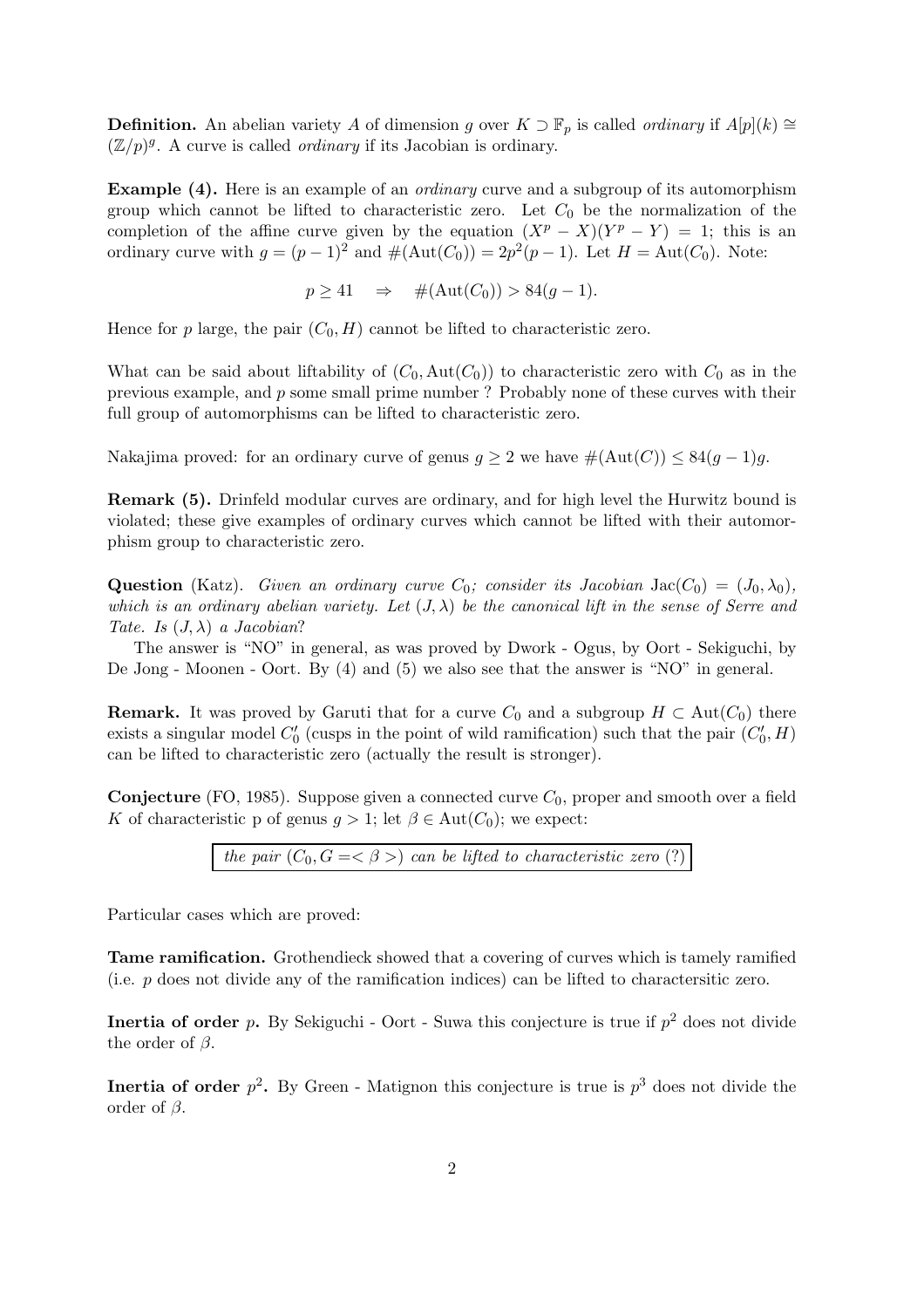**Definition.** An abelian variety $A$ of dimension $g$ over $K \supset \mathbb{F}_p$ is called *ordinary* if $A[p](k) \cong (\mathbb{Z}/p)^g$. A curve is called *ordinary* if its Jacobian is ordinary.

**Example (4).** Here is an example of an *ordinary* curve and a subgroup of its automorphism group which cannot be lifted to characteristic zero. Let $C_0$ be the normalization of the completion of the affine curve given by the equation $(X^p - X)(Y^p - Y) = 1$; this is an ordinary curve with $g = (p-1)^2$ and $\#(\mathrm{Aut}(C_0)) = 2p^2(p-1)$. Let $H = \mathrm{Aut}(C_0)$. Note:

$$p \geq 41 \quad \Rightarrow \quad \#(\mathrm{Aut}(C_0)) > 84(g-1).$$

Hence for $p$ large, the pair $(C_0, H)$ cannot be lifted to characteristic zero.

What can be said about liftability of $(C_0, \mathrm{Aut}(C_0))$ to characteristic zero with $C_0$ as in the previous example, and $p$ some small prime number ? Probably none of these curves with their full group of automorphisms can be lifted to characteristic zero.

Nakajima proved: for an ordinary curve of genus $g \geq 2$ we have $\#(\mathrm{Aut}(C)) \leq 84(g-1)g$.

**Remark (5).** Drinfeld modular curves are ordinary, and for high level the Hurwitz bound is violated; these give examples of ordinary curves which cannot be lifted with their automorphism group to characteristic zero.

**Question** (Katz). *Given an ordinary curve $C_0$; consider its Jacobian $\mathrm{Jac}(C_0) = (J_0, \lambda_0)$, which is an ordinary abelian variety. Let $(J, \lambda)$ be the canonical lift in the sense of Serre and Tate. Is $(J, \lambda)$ a Jacobian?*

The answer is "NO" in general, as was proved by Dwork - Ogus, by Oort - Sekiguchi, by De Jong - Moonen - Oort. By (4) and (5) we also see that the answer is "NO" in general.

**Remark.** It was proved by Garuti that for a curve $C_0$ and a subgroup $H \subset \mathrm{Aut}(C_0)$ there exists a singular model $C_0'$ (cusps in the point of wild ramification) such that the pair $(C_0', H)$ can be lifted to characteristic zero (actually the result is stronger).

**Conjecture** (FO, 1985). Suppose given a connected curve $C_0$, proper and smooth over a field $K$ of characteristic p of genus $g > 1$; let $\beta \in \mathrm{Aut}(C_0)$; we expect:

*the pair $(C_0, G = <\beta>)$ can be lifted to characteristic zero (?)*

Particular cases which are proved:

**Tame ramification.** Grothendieck showed that a covering of curves which is tamely ramified (i.e. $p$ does not divide any of the ramification indices) can be lifted to charactersitic zero.

**Inertia of order $p$.** By Sekiguchi - Oort - Suwa this conjecture is true if $p^2$ does not divide the order of $\beta$.

**Inertia of order $p^2$.** By Green - Matignon this conjecture is true is $p^3$ does not divide the order of $\beta$.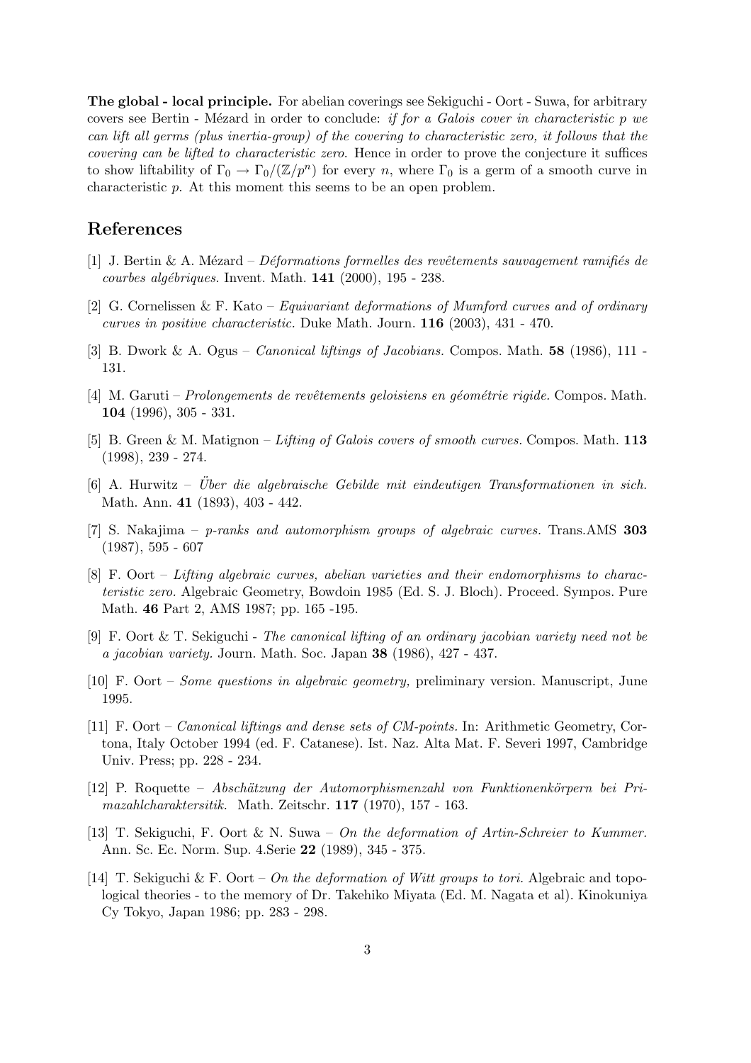**The global - local principle.** For abelian coverings see Sekiguchi - Oort - Suwa, for arbitrary covers see Bertin - Mézard in order to conclude: *if for a Galois cover in characteristic p we can lift all germs (plus inertia-group) of the covering to characteristic zero, it follows that the covering can be lifted to characteristic zero.* Hence in order to prove the conjecture it suffices to show liftability of $\Gamma_0 \to \Gamma_0/(\mathbb{Z}/p^n)$ for every $n$, where $\Gamma_0$ is a germ of a smooth curve in characteristic $p$. At this moment this seems to be an open problem.

## References

[1] J. Bertin & A. Mézard – *Déformations formelles des revêtements sauvagement ramifiés de courbes algébriques.* Invent. Math. **141** (2000), 195 - 238.

[2] G. Cornelissen & F. Kato – *Equivariant deformations of Mumford curves and of ordinary curves in positive characteristic.* Duke Math. Journ. **116** (2003), 431 - 470.

[3] B. Dwork & A. Ogus – *Canonical liftings of Jacobians.* Compos. Math. **58** (1986), 111 - 131.

[4] M. Garuti – *Prolongements de revêtements geloisiens en géométrie rigide.* Compos. Math. **104** (1996), 305 - 331.

[5] B. Green & M. Matignon – *Lifting of Galois covers of smooth curves.* Compos. Math. **113** (1998), 239 - 274.

[6] A. Hurwitz – *Über die algebraische Gebilde mit eindeutigen Transformationen in sich.* Math. Ann. **41** (1893), 403 - 442.

[7] S. Nakajima – *p-ranks and automorphism groups of algebraic curves.* Trans.AMS **303** (1987), 595 - 607

[8] F. Oort – *Lifting algebraic curves, abelian varieties and their endomorphisms to characteristic zero.* Algebraic Geometry, Bowdoin 1985 (Ed. S. J. Bloch). Proceed. Sympos. Pure Math. **46** Part 2, AMS 1987; pp. 165 -195.

[9] F. Oort & T. Sekiguchi - *The canonical lifting of an ordinary jacobian variety need not be a jacobian variety.* Journ. Math. Soc. Japan **38** (1986), 427 - 437.

[10] F. Oort – *Some questions in algebraic geometry,* preliminary version. Manuscript, June 1995.

[11] F. Oort – *Canonical liftings and dense sets of CM-points.* In: Arithmetic Geometry, Cortona, Italy October 1994 (ed. F. Catanese). Ist. Naz. Alta Mat. F. Severi 1997, Cambridge Univ. Press; pp. 228 - 234.

[12] P. Roquette – *Abschätzung der Automorphismenzahl von Funktionenkörpern bei Primazahlcharaktersitik.* Math. Zeitschr. **117** (1970), 157 - 163.

[13] T. Sekiguchi, F. Oort & N. Suwa – *On the deformation of Artin-Schreier to Kummer.* Ann. Sc. Ec. Norm. Sup. 4.Serie **22** (1989), 345 - 375.

[14] T. Sekiguchi & F. Oort – *On the deformation of Witt groups to tori.* Algebraic and topological theories - to the memory of Dr. Takehiko Miyata (Ed. M. Nagata et al). Kinokuniya Cy Tokyo, Japan 1986; pp. 283 - 298.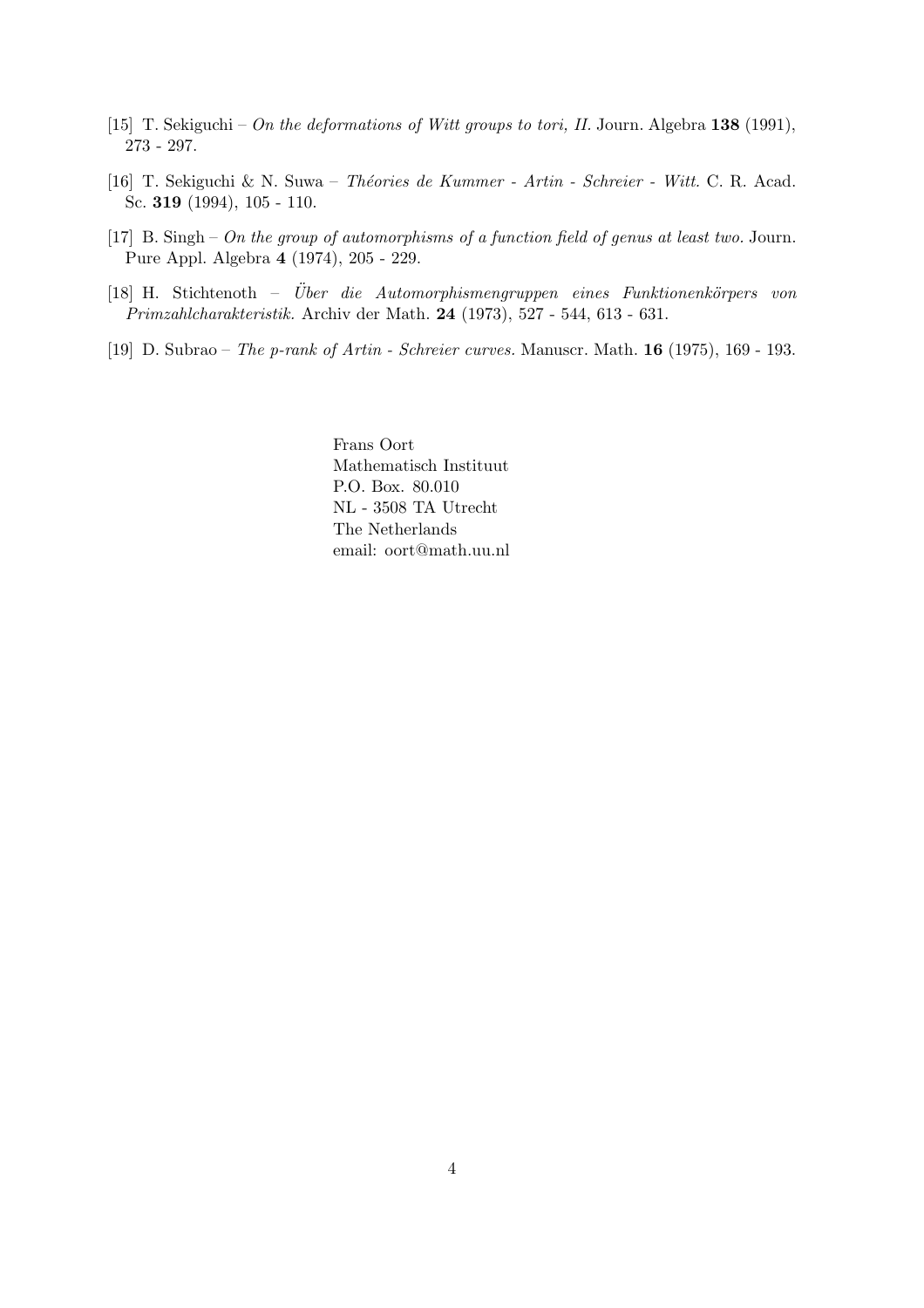[15] T. Sekiguchi – *On the deformations of Witt groups to tori, II.* Journ. Algebra **138** (1991), 273 - 297.

[16] T. Sekiguchi & N. Suwa – *Théories de Kummer - Artin - Schreier - Witt.* C. R. Acad. Sc. **319** (1994), 105 - 110.

[17] B. Singh – *On the group of automorphisms of a function field of genus at least two.* Journ. Pure Appl. Algebra **4** (1974), 205 - 229.

[18] H. Stichtenoth – *Über die Automorphismengruppen eines Funktionenkörpers von Primzahlcharakteristik.* Archiv der Math. **24** (1973), 527 - 544, 613 - 631.

[19] D. Subrao – *The p-rank of Artin - Schreier curves.* Manuscr. Math. **16** (1975), 169 - 193.

Frans Oort
Mathematisch Instituut
P.O. Box. 80.010
NL - 3508 TA Utrecht
The Netherlands
email: oort@math.uu.nl